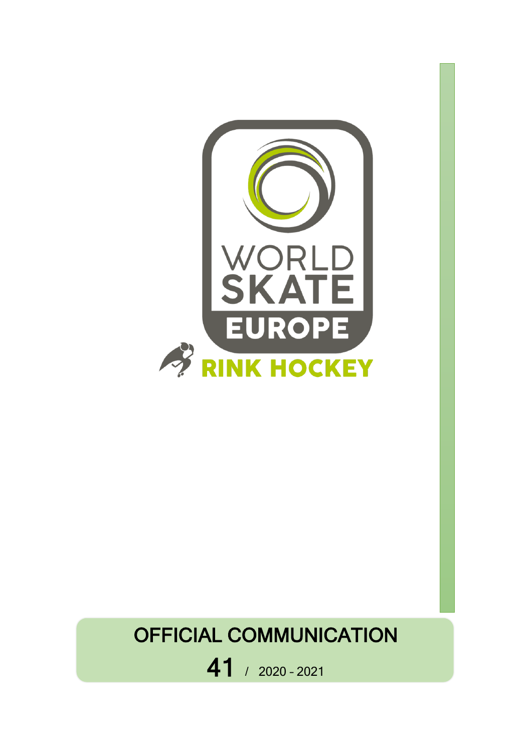WORLD SKATE EUROPE

RINK HOCKEY

# OFFICIAL COMMUNICATION

**41** / 2020 - 2021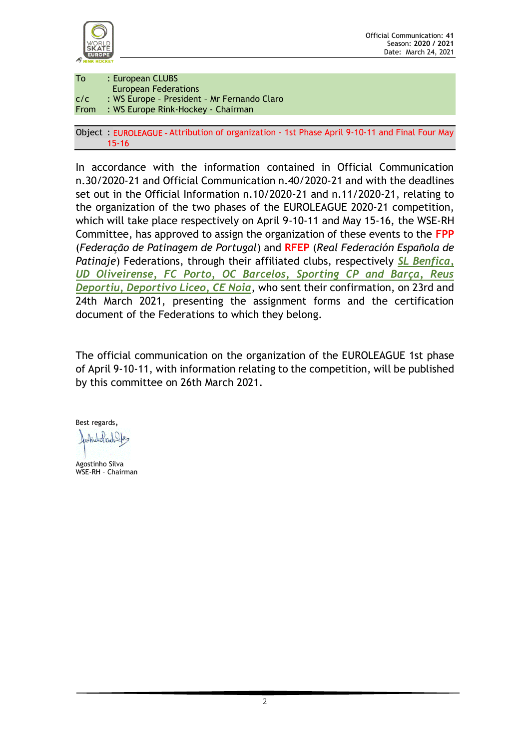Official Communication: **41**
Season: **2020 / 2021**
Date: March 24, 2021

To : European CLUBS
European Federations
c/c : WS Europe – President – Mr Fernando Claro
From : WS Europe Rink-Hockey - Chairman

Object : EUROLEAGUE - Attribution of organization - 1st Phase April 9-10-11 and Final Four May 15-16

In accordance with the information contained in Official Communication n.30/2020-21 and Official Communication n.40/2020-21 and with the deadlines set out in the Official Information n.10/2020-21 and n.11/2020-21, relating to the organization of the two phases of the EUROLEAGUE 2020-21 competition, which will take place respectively on April 9-10-11 and May 15-16, the WSE-RH Committee, has approved to assign the organization of these events to the **FPP** (*Federação de Patinagem de Portugal*) and **RFEP** (*Real Federación Española de Patinaje*) Federations, through their affiliated clubs, respectively ***SL Benfica, UD Oliveirense, FC Porto, OC Barcelos, Sporting CP and Barça, Reus Deportiu, Deportivo Liceo, CE Noia***, who sent their confirmation, on 23rd and 24th March 2021, presenting the assignment forms and the certification document of the Federations to which they belong.

The official communication on the organization of the EUROLEAGUE 1st phase of April 9-10-11, with information relating to the competition, will be published by this committee on 26th March 2021.

Best regards,

Agostinho Silva
WSE-RH – Chairman